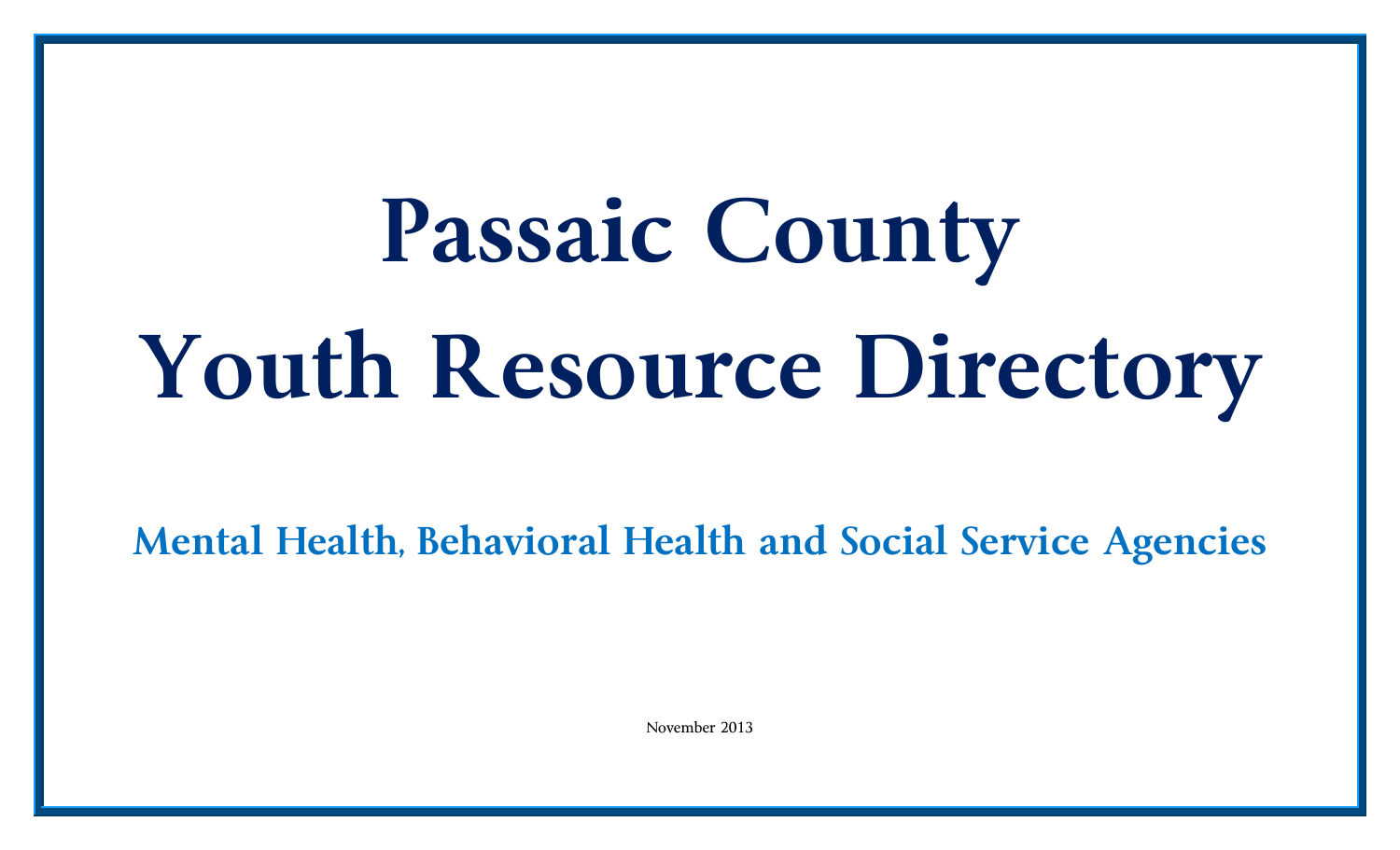# Passaic County Youth Resource Directory

## Mental Health, Behavioral Health and Social Service Agencies

November 2013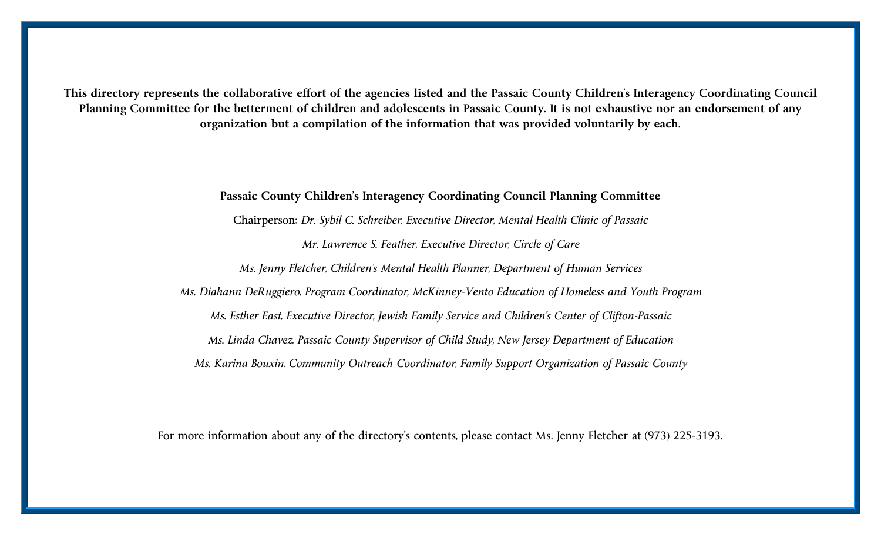**This directory represents the collaborative effort of the agencies listed and the Passaic County Children's Interagency Coordinating Council Planning Committee for the betterment of children and adolescents in Passaic County. It is not exhaustive nor an endorsement of any organization but a compilation of the information that was provided voluntarily by each.**

**Passaic County Children's Interagency Coordinating Council Planning Committee**

Chairperson: *Dr. Sybil C. Schreiber, Executive Director, Mental Health Clinic of Passaic*

*Mr. Lawrence S. Feather, Executive Director, Circle of Care*

*Ms. Jenny Fletcher, Children's Mental Health Planner, Department of Human Services*

*Ms. Diahann DeRuggiero, Program Coordinator, McKinney-Vento Education of Homeless and Youth Program*

*Ms. Esther East, Executive Director, Jewish Family Service and Children's Center of Clifton-Passaic*

*Ms. Linda Chavez, Passaic County Supervisor of Child Study, New Jersey Department of Education*

*Ms. Karina Bouxin, Community Outreach Coordinator, Family Support Organization of Passaic County*

For more information about any of the directory's contents, please contact Ms. Jenny Fletcher at (973) 225-3193.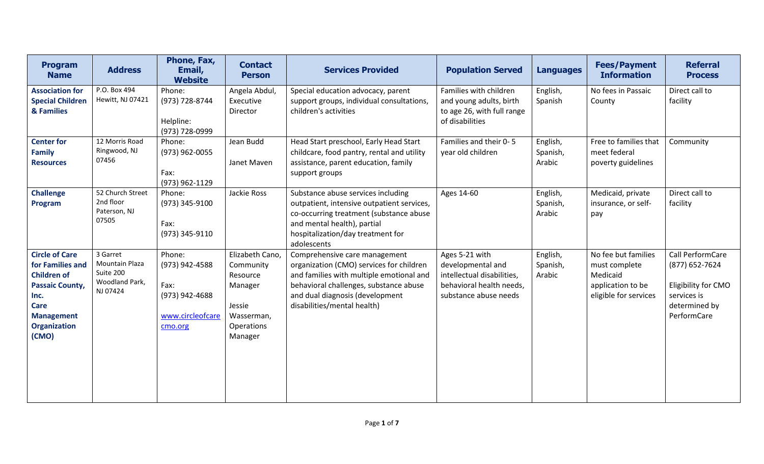| Program Name | Address | Phone, Fax, Email, Website | Contact Person | Services Provided | Population Served | Languages | Fees/Payment Information | Referral Process |
|---|---|---|---|---|---|---|---|---|
| **Association for Special Children & Families** | P.O. Box 494 Hewitt, NJ 07421 | Phone: (973) 728-8744<br><br>Helpline: (973) 728-0999 | Angela Abdul, Executive Director | Special education advocacy, parent support groups, individual consultations, children's activities | Families with children and young adults, birth to age 26, with full range of disabilities | English, Spanish | No fees in Passaic County | Direct call to facility |
| **Center for Family Resources** | 12 Morris Road Ringwood, NJ 07456 | Phone: (973) 962-0055<br><br>Fax: (973) 962-1129 | Jean Budd<br><br>Janet Maven | Head Start preschool, Early Head Start childcare, food pantry, rental and utility assistance, parent education, family support groups | Families and their 0- 5 year old children | English, Spanish, Arabic | Free to families that meet federal poverty guidelines | Community |
| **Challenge Program** | 52 Church Street 2nd floor Paterson, NJ 07505 | Phone: (973) 345-9100<br><br>Fax: (973) 345-9110 | Jackie Ross | Substance abuse services including outpatient, intensive outpatient services, co-occurring treatment (substance abuse and mental health), partial hospitalization/day treatment for adolescents | Ages 14-60 | English, Spanish, Arabic | Medicaid, private insurance, or self-pay | Direct call to facility |
| **Circle of Care for Families and Children of Passaic County, Inc. Care Management Organization (CMO)** | 3 Garret Mountain Plaza Suite 200 Woodland Park, NJ 07424 | Phone: (973) 942-4588<br><br>Fax: (973) 942-4688<br><br>www.circleofcarecmo.org | Elizabeth Cano, Community Resource Manager<br><br>Jessie Wasserman, Operations Manager | Comprehensive care management organization (CMO) services for children and families with multiple emotional and behavioral challenges, substance abuse and dual diagnosis (development disabilities/mental health) | Ages 5-21 with developmental and intellectual disabilities, behavioral health needs, substance abuse needs | English, Spanish, Arabic | No fee but families must complete Medicaid application to be eligible for services | Call PerformCare (877) 652-7624<br><br>Eligibility for CMO services is determined by PerformCare |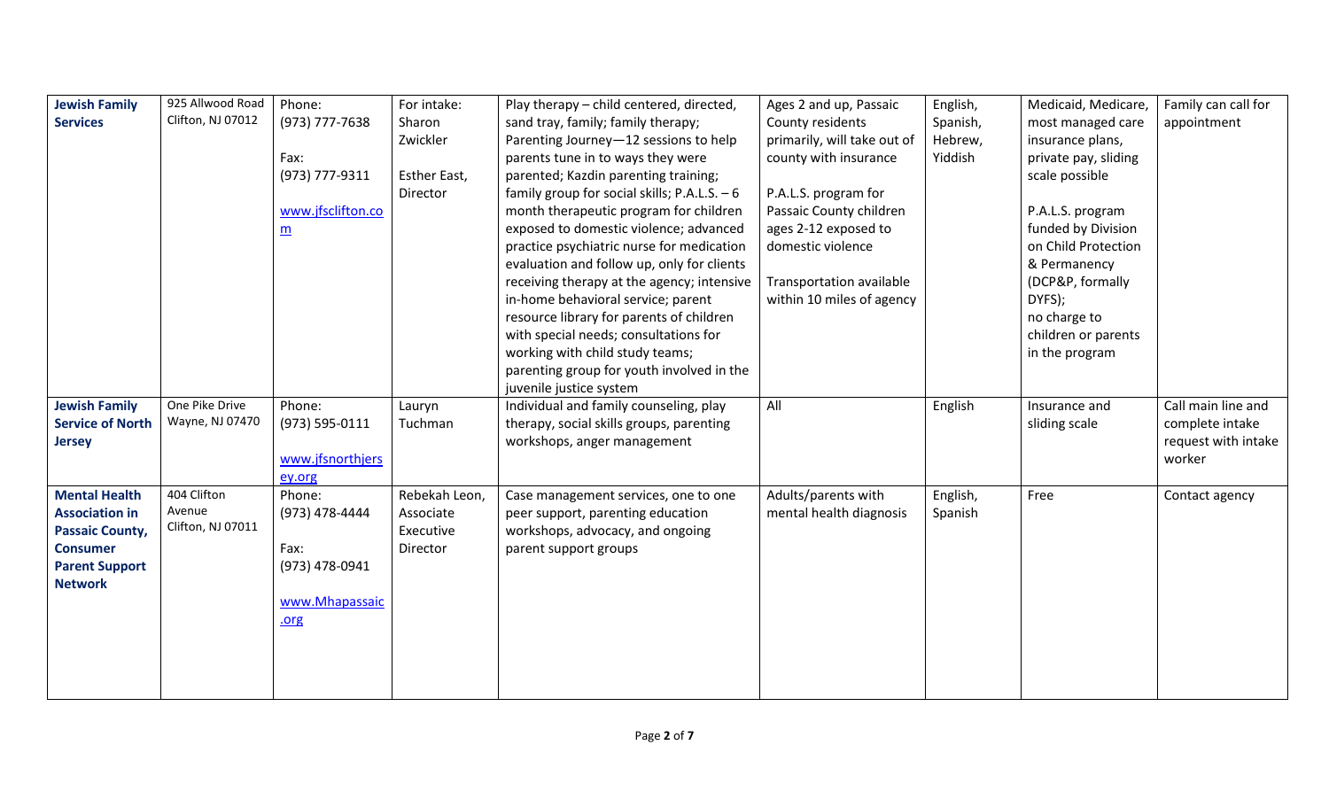| | | | | | | | | |
|---|---|---|---|---|---|---|---|---|
| **Jewish Family Services** | 925 Allwood Road Clifton, NJ 07012 | Phone: (973) 777-7638<br><br>Fax: (973) 777-9311<br><br>www.jfsclifton.com | For intake: Sharon Zwickler<br><br>Esther East, Director | Play therapy – child centered, directed, sand tray, family; family therapy; Parenting Journey—12 sessions to help parents tune in to ways they were parented; Kazdin parenting training; family group for social skills; P.A.L.S. – 6 month therapeutic program for children exposed to domestic violence; advanced practice psychiatric nurse for medication evaluation and follow up, only for clients receiving therapy at the agency; intensive in-home behavioral service; parent resource library for parents of children with special needs; consultations for working with child study teams; parenting group for youth involved in the juvenile justice system | Ages 2 and up, Passaic County residents primarily, will take out of county with insurance<br><br>P.A.L.S. program for Passaic County children ages 2-12 exposed to domestic violence<br><br>Transportation available within 10 miles of agency | English, Spanish, Hebrew, Yiddish | Medicaid, Medicare, most managed care insurance plans, private pay, sliding scale possible<br><br>P.A.L.S. program funded by Division on Child Protection & Permanency (DCP&P, formally DYFS); no charge to children or parents in the program | Family can call for appointment |
| **Jewish Family Service of North Jersey** | One Pike Drive Wayne, NJ 07470 | Phone: (973) 595-0111<br><br>www.jfsnorthjersey.org | Lauryn Tuchman | Individual and family counseling, play therapy, social skills groups, parenting workshops, anger management | All | English | Insurance and sliding scale | Call main line and complete intake request with intake worker |
| **Mental Health Association in Passaic County, Consumer Parent Support Network** | 404 Clifton Avenue Clifton, NJ 07011 | Phone: (973) 478-4444<br><br>Fax: (973) 478-0941<br><br>www.Mhapassaic.org | Rebekah Leon, Associate Executive Director | Case management services, one to one peer support, parenting education workshops, advocacy, and ongoing parent support groups | Adults/parents with mental health diagnosis | English, Spanish | Free | Contact agency |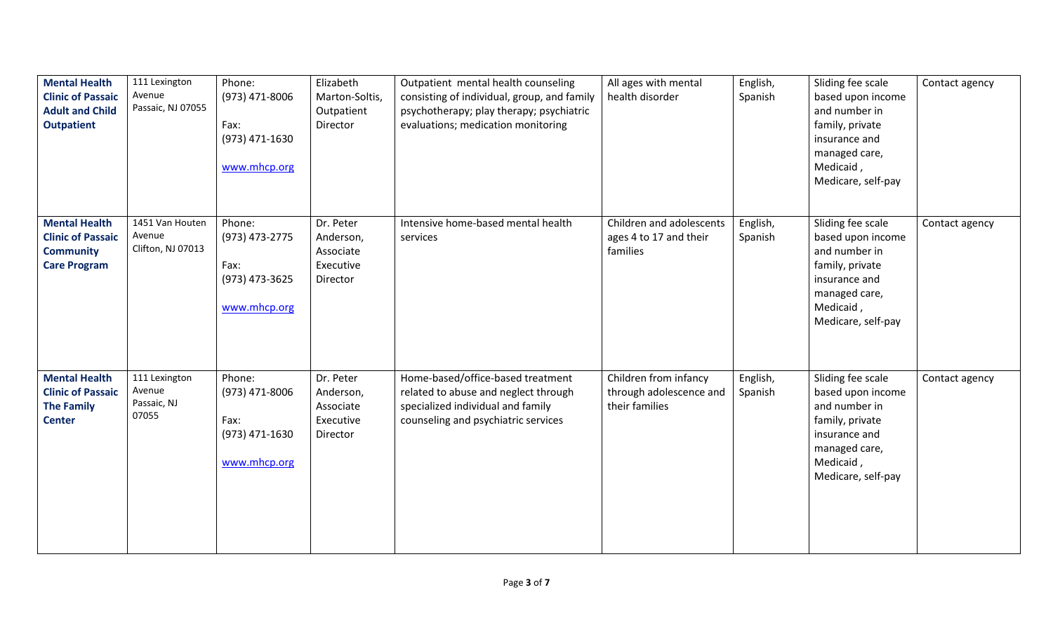| | | | | | | | | |
|---|---|---|---|---|---|---|---|---|
| **Mental Health Clinic of Passaic Adult and Child Outpatient** | 111 Lexington Avenue Passaic, NJ 07055 | Phone: (973) 471-8006 Fax: (973) 471-1630 www.mhcp.org | Elizabeth Marton-Soltis, Outpatient Director | Outpatient mental health counseling consisting of individual, group, and family psychotherapy; play therapy; psychiatric evaluations; medication monitoring | All ages with mental health disorder | English, Spanish | Sliding fee scale based upon income and number in family, private insurance and managed care, Medicaid , Medicare, self-pay | Contact agency |
| **Mental Health Clinic of Passaic Community Care Program** | 1451 Van Houten Avenue Clifton, NJ 07013 | Phone: (973) 473-2775 Fax: (973) 473-3625 www.mhcp.org | Dr. Peter Anderson, Associate Executive Director | Intensive home-based mental health services | Children and adolescents ages 4 to 17 and their families | English, Spanish | Sliding fee scale based upon income and number in family, private insurance and managed care, Medicaid , Medicare, self-pay | Contact agency |
| **Mental Health Clinic of Passaic The Family Center** | 111 Lexington Avenue Passaic, NJ 07055 | Phone: (973) 471-8006 Fax: (973) 471-1630 www.mhcp.org | Dr. Peter Anderson, Associate Executive Director | Home-based/office-based treatment related to abuse and neglect through specialized individual and family counseling and psychiatric services | Children from infancy through adolescence and their families | English, Spanish | Sliding fee scale based upon income and number in family, private insurance and managed care, Medicaid , Medicare, self-pay | Contact agency |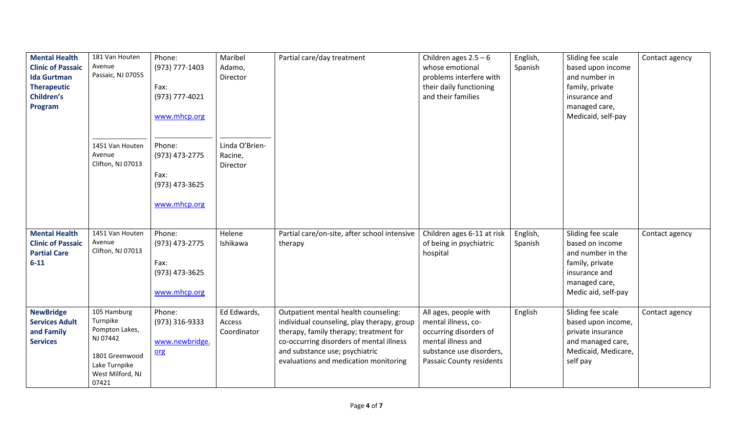| | | | | | | | | |
|---|---|---|---|---|---|---|---|---|
| **Mental Health Clinic of Passaic Ida Gurtman Therapeutic Children's Program** | 181 Van Houten Avenue Passaic, NJ 07055<br><br>1451 Van Houten Avenue Clifton, NJ 07013 | Phone: (973) 777-1403<br>Fax: (973) 777-4021<br>www.mhcp.org<br><br>Phone: (973) 473-2775<br>Fax: (973) 473-3625<br>www.mhcp.org | Maribel Adamo, Director<br><br>Linda O'Brien-Racine, Director | Partial care/day treatment | Children ages 2.5 – 6 whose emotional problems interfere with their daily functioning and their families | English, Spanish | Sliding fee scale based upon income and number in family, private insurance and managed care, Medicaid, self-pay | Contact agency |
| **Mental Health Clinic of Passaic Partial Care 6-11** | 1451 Van Houten Avenue Clifton, NJ 07013 | Phone: (973) 473-2775<br>Fax: (973) 473-3625<br>www.mhcp.org | Helene Ishikawa | Partial care/on-site, after school intensive therapy | Children ages 6-11 at risk of being in psychiatric hospital | English, Spanish | Sliding fee scale based on income and number in the family, private insurance and managed care, Medic aid, self-pay | Contact agency |
| **NewBridge Services Adult and Family Services** | 105 Hamburg Turnpike Pompton Lakes, NJ 07442<br><br>1801 Greenwood Lake Turnpike West Milford, NJ 07421 | Phone: (973) 316-9333<br>www.newbridge.org | Ed Edwards, Access Coordinator | Outpatient mental health counseling: individual counseling, play therapy, group therapy, family therapy; treatment for co-occurring disorders of mental illness and substance use; psychiatric evaluations and medication monitoring | All ages, people with mental illness, co-occurring disorders of mental illness and substance use disorders, Passaic County residents | English | Sliding fee scale based upon income, private insurance and managed care, Medicaid, Medicare, self pay | Contact agency |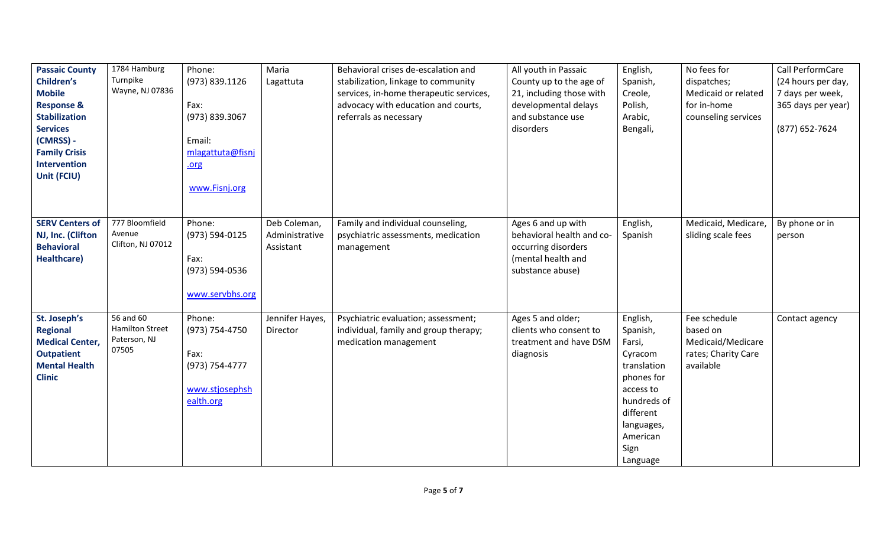| **Passaic County Children's Mobile Response & Stabilization Services (CMRSS) - Family Crisis Intervention Unit (FCIU)** | 1784 Hamburg Turnpike Wayne, NJ 07836 | Phone: (973) 839.1126<br><br>Fax: (973) 839.3067<br><br>Email: mlagattuta@fisnj.org<br><br>www.Fisnj.org | Maria Lagattuta | Behavioral crises de-escalation and stabilization, linkage to community services, in-home therapeutic services, advocacy with education and courts, referrals as necessary | All youth in Passaic County up to the age of 21, including those with developmental delays and substance use disorders | English, Spanish, Creole, Polish, Arabic, Bengali, | No fees for dispatches; Medicaid or related for in-home counseling services | Call PerformCare (24 hours per day, 7 days per week, 365 days per year)<br><br>(877) 652-7624 |
|---|---|---|---|---|---|---|---|---|
| **SERV Centers of NJ, Inc. (Clifton Behavioral Healthcare)** | 777 Bloomfield Avenue Clifton, NJ 07012 | Phone: (973) 594-0125<br><br>Fax: (973) 594-0536<br><br>www.servbhs.org | Deb Coleman, Administrative Assistant | Family and individual counseling, psychiatric assessments, medication management | Ages 6 and up with behavioral health and co-occurring disorders (mental health and substance abuse) | English, Spanish | Medicaid, Medicare, sliding scale fees | By phone or in person |
| **St. Joseph's Regional Medical Center, Outpatient Mental Health Clinic** | 56 and 60 Hamilton Street Paterson, NJ 07505 | Phone: (973) 754-4750<br><br>Fax: (973) 754-4777<br><br>www.stjosephshealth.org | Jennifer Hayes, Director | Psychiatric evaluation; assessment; individual, family and group therapy; medication management | Ages 5 and older; clients who consent to treatment and have DSM diagnosis | English, Spanish, Farsi, Cyracom translation phones for access to hundreds of different languages, American Sign Language | Fee schedule based on Medicaid/Medicare rates; Charity Care available | Contact agency |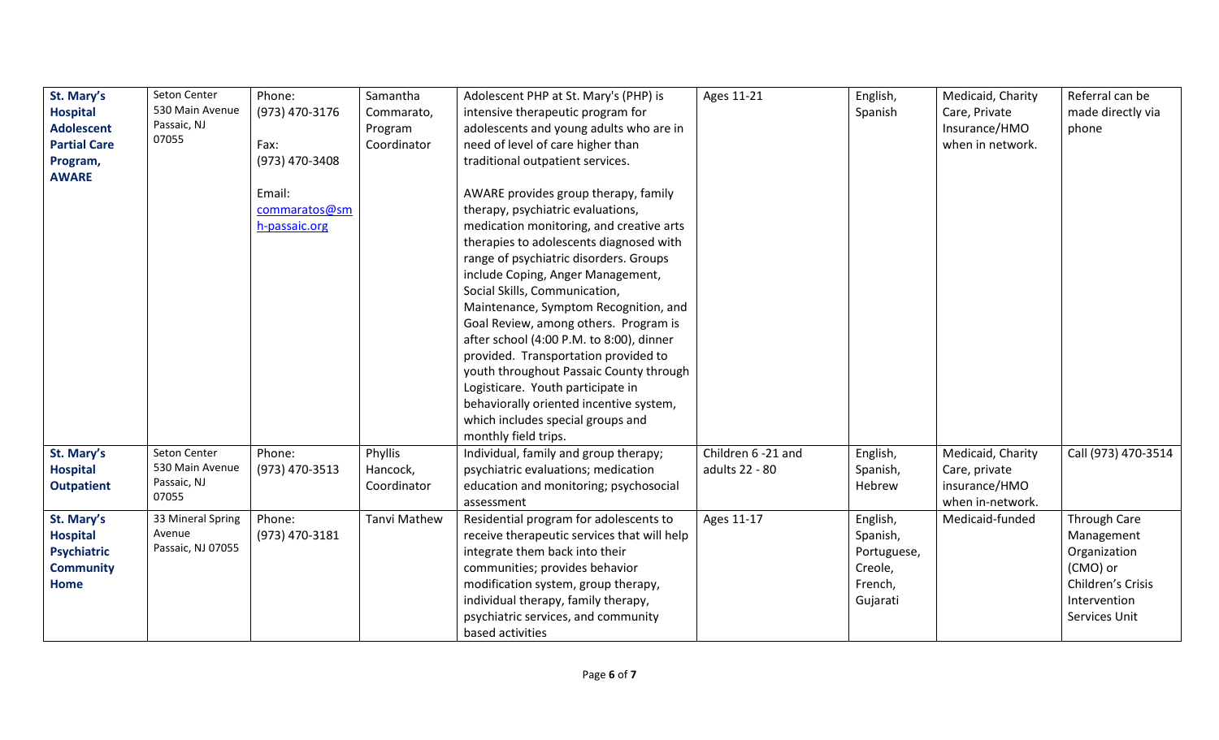| | | | | | | | | |
|---|---|---|---|---|---|---|---|---|
| **St. Mary's Hospital Adolescent Partial Care Program, AWARE** | Seton Center 530 Main Avenue Passaic, NJ 07055 | Phone: (973) 470-3176<br><br>Fax: (973) 470-3408<br><br>Email: commaratos@smh-passaic.org | Samantha Commarato, Program Coordinator | Adolescent PHP at St. Mary's (PHP) is intensive therapeutic program for adolescents and young adults who are in need of level of care higher than traditional outpatient services.<br><br>AWARE provides group therapy, family therapy, psychiatric evaluations, medication monitoring, and creative arts therapies to adolescents diagnosed with range of psychiatric disorders. Groups include Coping, Anger Management, Social Skills, Communication, Maintenance, Symptom Recognition, and Goal Review, among others. Program is after school (4:00 P.M. to 8:00), dinner provided. Transportation provided to youth throughout Passaic County through Logisticare. Youth participate in behaviorally oriented incentive system, which includes special groups and monthly field trips. | Ages 11-21 | English, Spanish | Medicaid, Charity Care, Private Insurance/HMO when in network. | Referral can be made directly via phone |
| **St. Mary's Hospital Outpatient** | Seton Center 530 Main Avenue Passaic, NJ 07055 | Phone: (973) 470-3513 | Phyllis Hancock, Coordinator | Individual, family and group therapy; psychiatric evaluations; medication education and monitoring; psychosocial assessment | Children 6 -21 and adults 22 - 80 | English, Spanish, Hebrew | Medicaid, Charity Care, private insurance/HMO when in-network. | Call (973) 470-3514 |
| **St. Mary's Hospital Psychiatric Community Home** | 33 Mineral Spring Avenue Passaic, NJ 07055 | Phone: (973) 470-3181 | Tanvi Mathew | Residential program for adolescents to receive therapeutic services that will help integrate them back into their communities; provides behavior modification system, group therapy, individual therapy, family therapy, psychiatric services, and community based activities | Ages 11-17 | English, Spanish, Portuguese, Creole, French, Gujarati | Medicaid-funded | Through Care Management Organization (CMO) or Children's Crisis Intervention Services Unit |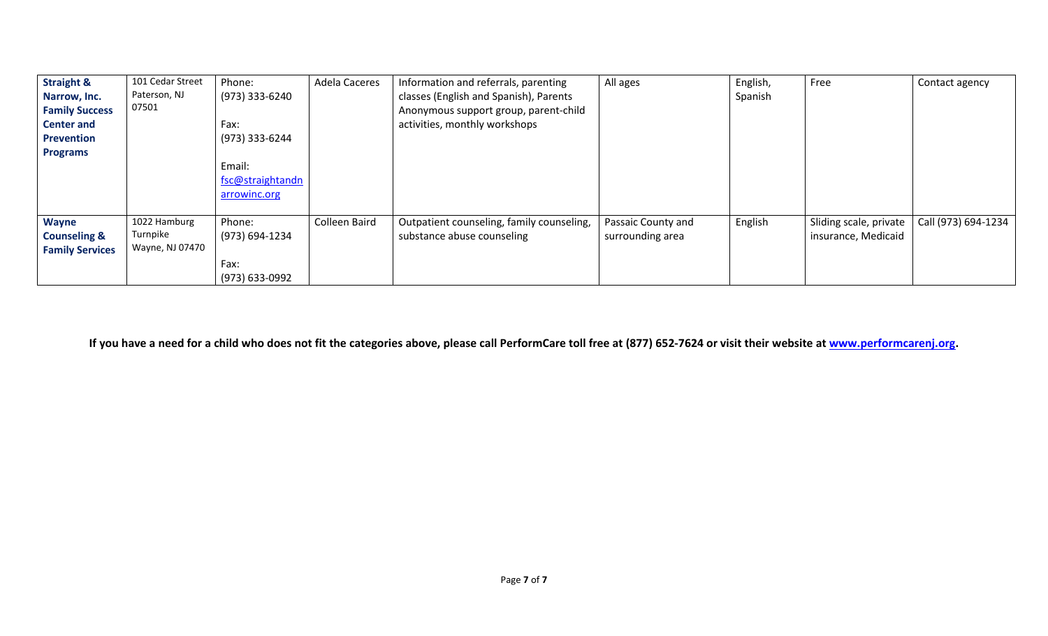| | | | | | | | | |
|---|---|---|---|---|---|---|---|---|
| **Straight & Narrow, Inc. Family Success Center and Prevention Programs** | 101 Cedar Street Paterson, NJ 07501 | Phone: (973) 333-6240<br><br>Fax: (973) 333-6244<br><br>Email: fsc@straightandnarrowinc.org | Adela Caceres | Information and referrals, parenting classes (English and Spanish), Parents Anonymous support group, parent-child activities, monthly workshops | All ages | English, Spanish | Free | Contact agency |
| **Wayne Counseling & Family Services** | 1022 Hamburg Turnpike Wayne, NJ 07470 | Phone: (973) 694-1234<br><br>Fax: (973) 633-0992 | Colleen Baird | Outpatient counseling, family counseling, substance abuse counseling | Passaic County and surrounding area | English | Sliding scale, private insurance, Medicaid | Call (973) 694-1234 |

**If you have a need for a child who does not fit the categories above, please call PerformCare toll free at (877) 652-7624 or visit their website at www.performcarenj.org.**